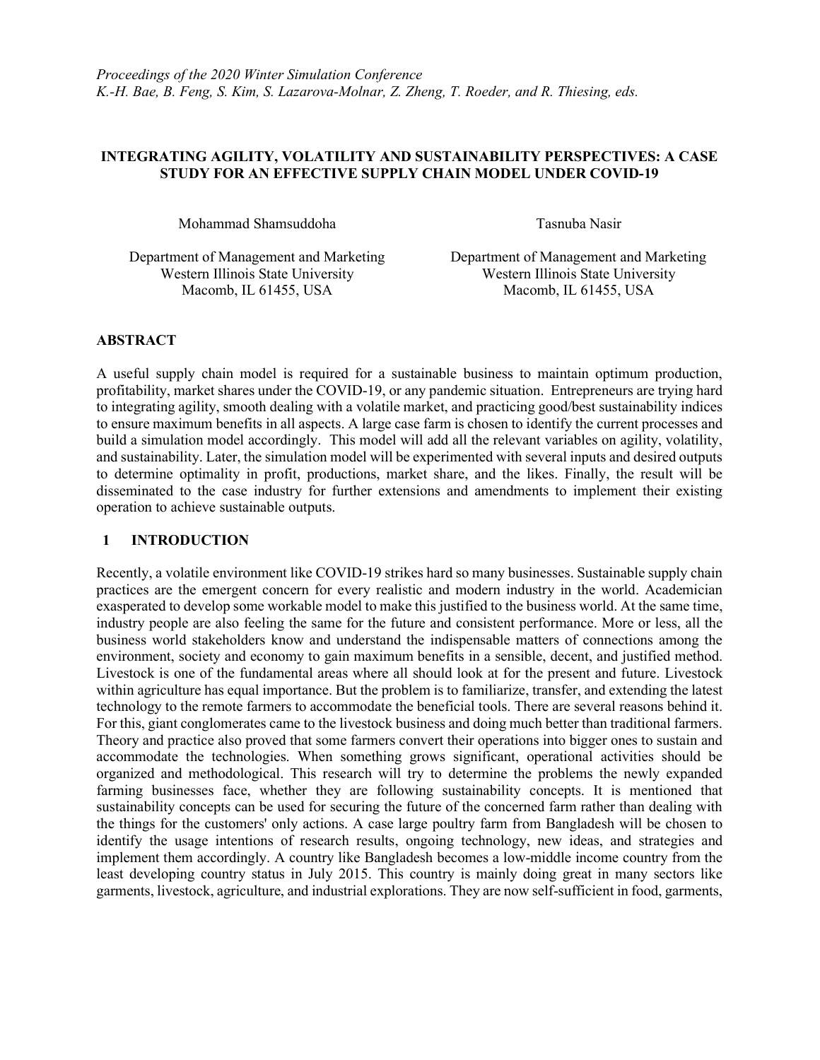*Proceedings of the 2020 Winter Simulation Conference*
*K.-H. Bae, B. Feng, S. Kim, S. Lazarova-Molnar, Z. Zheng, T. Roeder, and R. Thiesing, eds.*

# INTEGRATING AGILITY, VOLATILITY AND SUSTAINABILITY PERSPECTIVES: A CASE STUDY FOR AN EFFECTIVE SUPPLY CHAIN MODEL UNDER COVID-19

Mohammad Shamsuddoha

Department of Management and Marketing
Western Illinois State University
Macomb, IL 61455, USA

Tasnuba Nasir

Department of Management and Marketing
Western Illinois State University
Macomb, IL 61455, USA

## ABSTRACT

A useful supply chain model is required for a sustainable business to maintain optimum production, profitability, market shares under the COVID-19, or any pandemic situation. Entrepreneurs are trying hard to integrating agility, smooth dealing with a volatile market, and practicing good/best sustainability indices to ensure maximum benefits in all aspects. A large case farm is chosen to identify the current processes and build a simulation model accordingly. This model will add all the relevant variables on agility, volatility, and sustainability. Later, the simulation model will be experimented with several inputs and desired outputs to determine optimality in profit, productions, market share, and the likes. Finally, the result will be disseminated to the case industry for further extensions and amendments to implement their existing operation to achieve sustainable outputs.

## 1 INTRODUCTION

Recently, a volatile environment like COVID-19 strikes hard so many businesses. Sustainable supply chain practices are the emergent concern for every realistic and modern industry in the world. Academician exasperated to develop some workable model to make this justified to the business world. At the same time, industry people are also feeling the same for the future and consistent performance. More or less, all the business world stakeholders know and understand the indispensable matters of connections among the environment, society and economy to gain maximum benefits in a sensible, decent, and justified method. Livestock is one of the fundamental areas where all should look at for the present and future. Livestock within agriculture has equal importance. But the problem is to familiarize, transfer, and extending the latest technology to the remote farmers to accommodate the beneficial tools. There are several reasons behind it. For this, giant conglomerates came to the livestock business and doing much better than traditional farmers. Theory and practice also proved that some farmers convert their operations into bigger ones to sustain and accommodate the technologies. When something grows significant, operational activities should be organized and methodological. This research will try to determine the problems the newly expanded farming businesses face, whether they are following sustainability concepts. It is mentioned that sustainability concepts can be used for securing the future of the concerned farm rather than dealing with the things for the customers' only actions. A case large poultry farm from Bangladesh will be chosen to identify the usage intentions of research results, ongoing technology, new ideas, and strategies and implement them accordingly. A country like Bangladesh becomes a low-middle income country from the least developing country status in July 2015. This country is mainly doing great in many sectors like garments, livestock, agriculture, and industrial explorations. They are now self-sufficient in food, garments,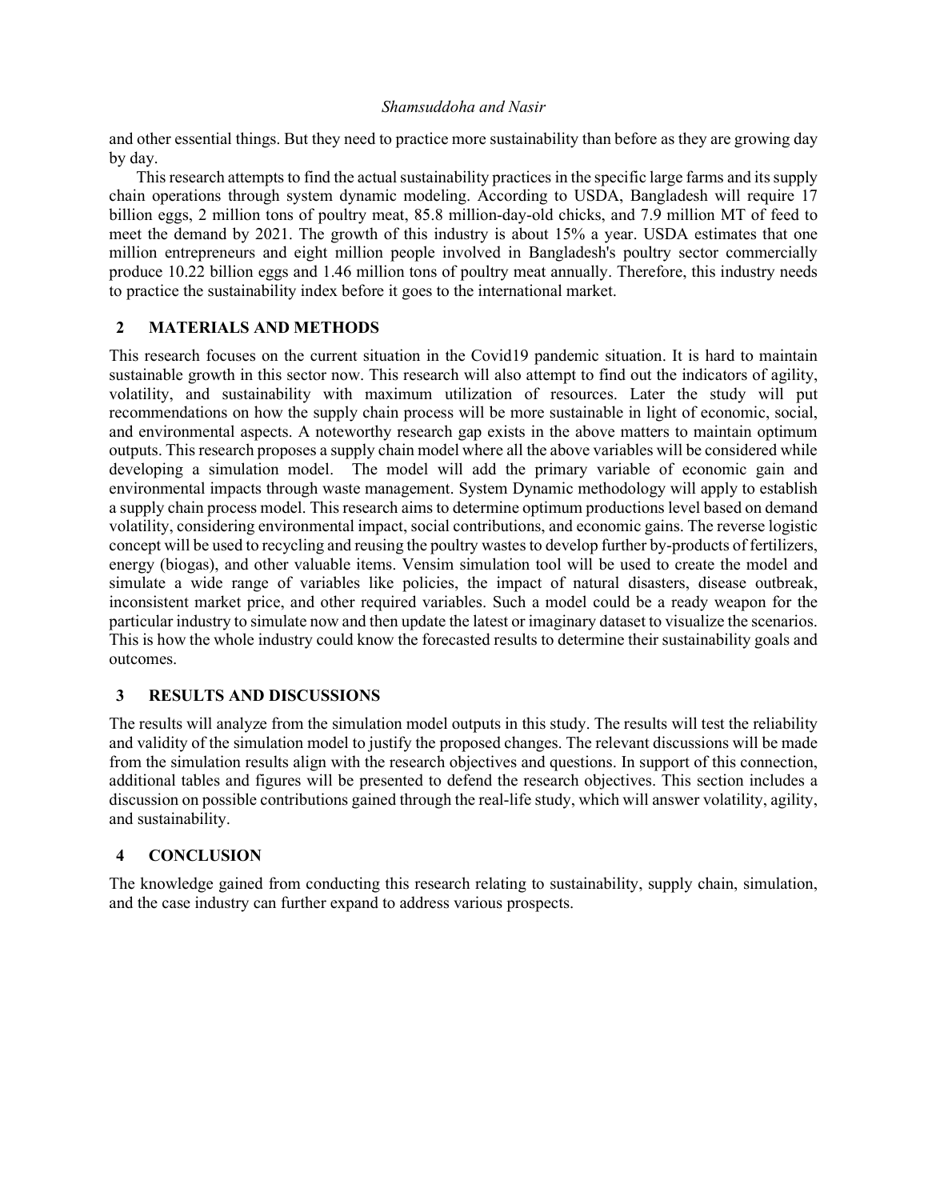and other essential things. But they need to practice more sustainability than before as they are growing day by day.

This research attempts to find the actual sustainability practices in the specific large farms and its supply chain operations through system dynamic modeling. According to USDA, Bangladesh will require 17 billion eggs, 2 million tons of poultry meat, 85.8 million-day-old chicks, and 7.9 million MT of feed to meet the demand by 2021. The growth of this industry is about 15% a year. USDA estimates that one million entrepreneurs and eight million people involved in Bangladesh's poultry sector commercially produce 10.22 billion eggs and 1.46 million tons of poultry meat annually. Therefore, this industry needs to practice the sustainability index before it goes to the international market.

## 2 MATERIALS AND METHODS

This research focuses on the current situation in the Covid19 pandemic situation. It is hard to maintain sustainable growth in this sector now. This research will also attempt to find out the indicators of agility, volatility, and sustainability with maximum utilization of resources. Later the study will put recommendations on how the supply chain process will be more sustainable in light of economic, social, and environmental aspects. A noteworthy research gap exists in the above matters to maintain optimum outputs. This research proposes a supply chain model where all the above variables will be considered while developing a simulation model. The model will add the primary variable of economic gain and environmental impacts through waste management. System Dynamic methodology will apply to establish a supply chain process model. This research aims to determine optimum productions level based on demand volatility, considering environmental impact, social contributions, and economic gains. The reverse logistic concept will be used to recycling and reusing the poultry wastes to develop further by-products of fertilizers, energy (biogas), and other valuable items. Vensim simulation tool will be used to create the model and simulate a wide range of variables like policies, the impact of natural disasters, disease outbreak, inconsistent market price, and other required variables. Such a model could be a ready weapon for the particular industry to simulate now and then update the latest or imaginary dataset to visualize the scenarios. This is how the whole industry could know the forecasted results to determine their sustainability goals and outcomes.

## 3 RESULTS AND DISCUSSIONS

The results will analyze from the simulation model outputs in this study. The results will test the reliability and validity of the simulation model to justify the proposed changes. The relevant discussions will be made from the simulation results align with the research objectives and questions. In support of this connection, additional tables and figures will be presented to defend the research objectives. This section includes a discussion on possible contributions gained through the real-life study, which will answer volatility, agility, and sustainability.

## 4 CONCLUSION

The knowledge gained from conducting this research relating to sustainability, supply chain, simulation, and the case industry can further expand to address various prospects.